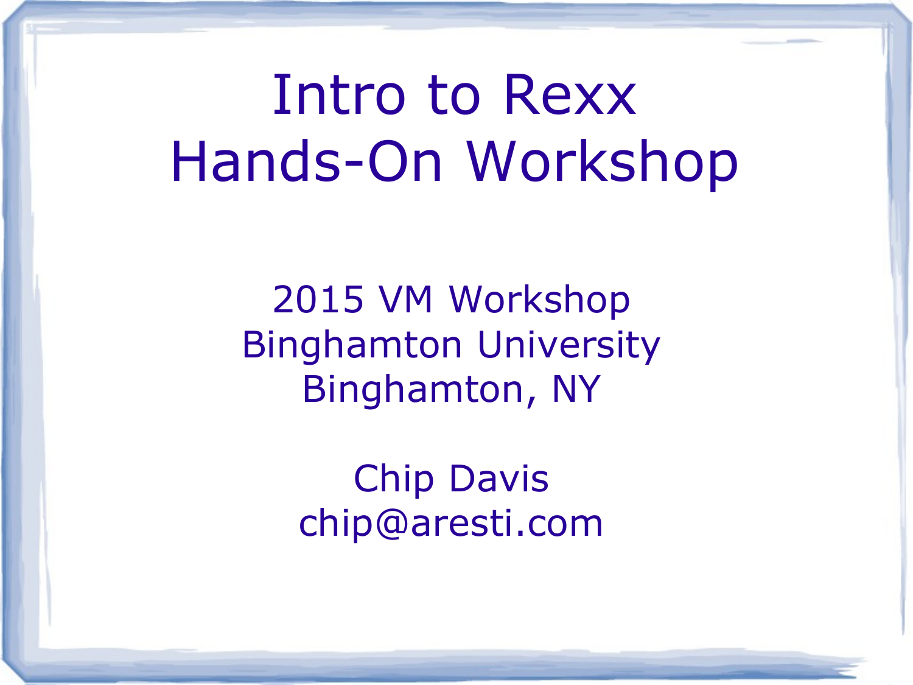# Intro to Rexx Hands-On Workshop

2015 VM Workshop
Binghamton University
Binghamton, NY

Chip Davis
chip@aresti.com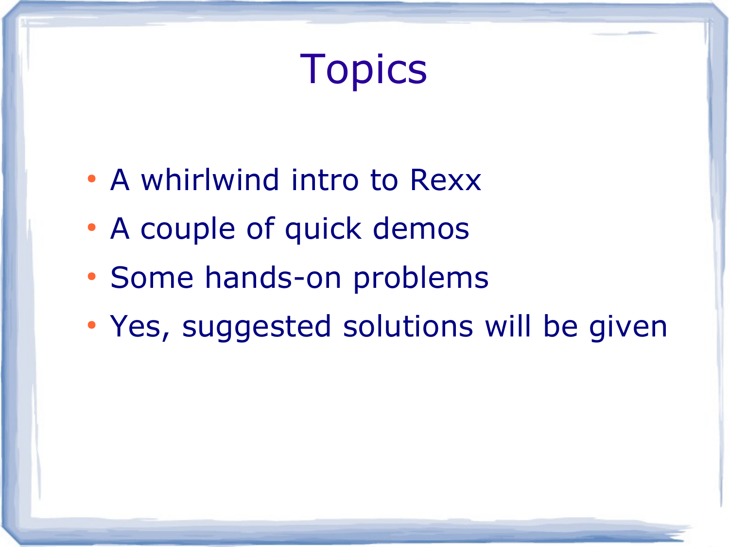# Topics

- A whirlwind intro to Rexx
- A couple of quick demos
- Some hands-on problems
- Yes, suggested solutions will be given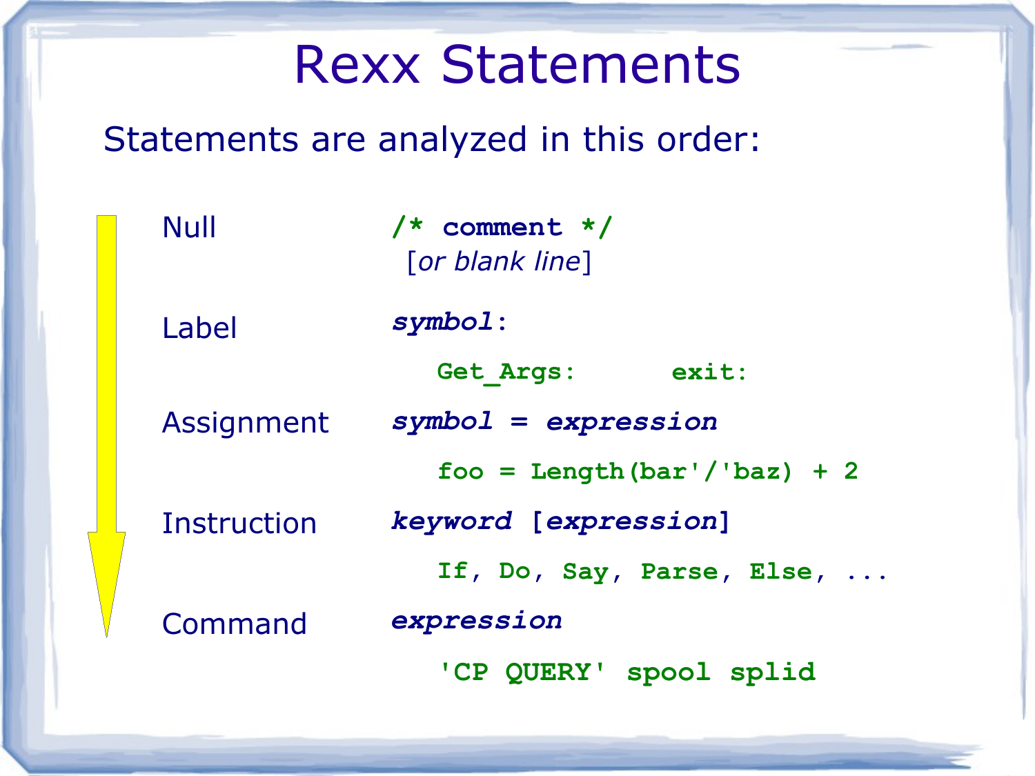# Rexx Statements

Statements are analyzed in this order:

| Statement type | Syntax | Examples |
| --- | --- | --- |
| Null | `/* comment */` *[or blank line]* | |
| Label | ***symbol*:** | `Get_Args:` `exit:` |
| Assignment | ***symbol* = *expression*** | `foo = Length(bar'/'baz) + 2` |
| Instruction | ***keyword* [*expression*]** | `If, Do, Say, Parse, Else, ...` |
| Command | ***expression*** | `'CP QUERY' spool splid` |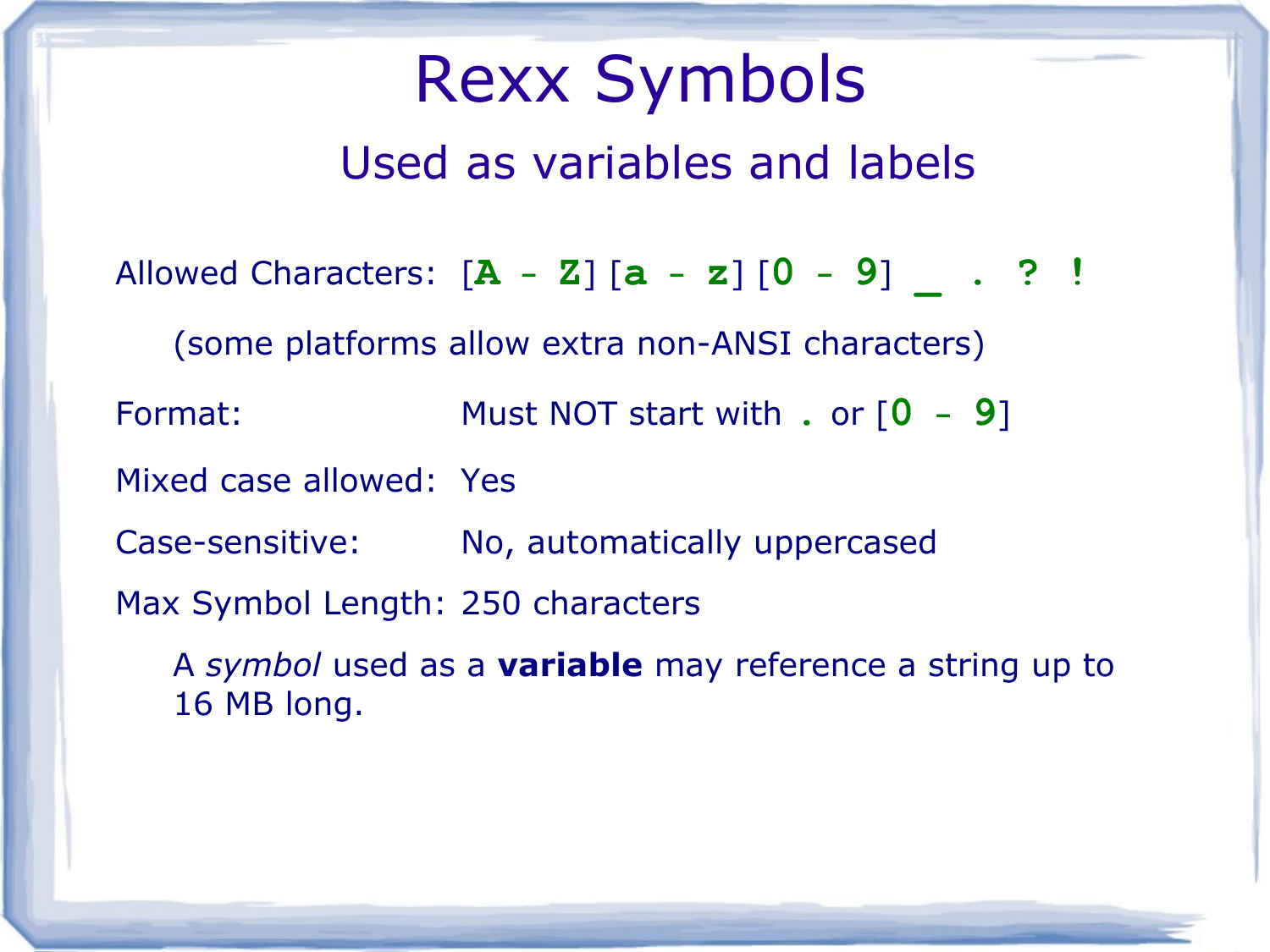# Rexx Symbols

## Used as variables and labels

Allowed Characters: [A - Z] [a - z] [0 - 9] _ . ? !

(some platforms allow extra non-ANSI characters)

Format: Must NOT start with . or [0 - 9]

Mixed case allowed: Yes

Case-sensitive: No, automatically uppercased

Max Symbol Length: 250 characters

A *symbol* used as a **variable** may reference a string up to 16 MB long.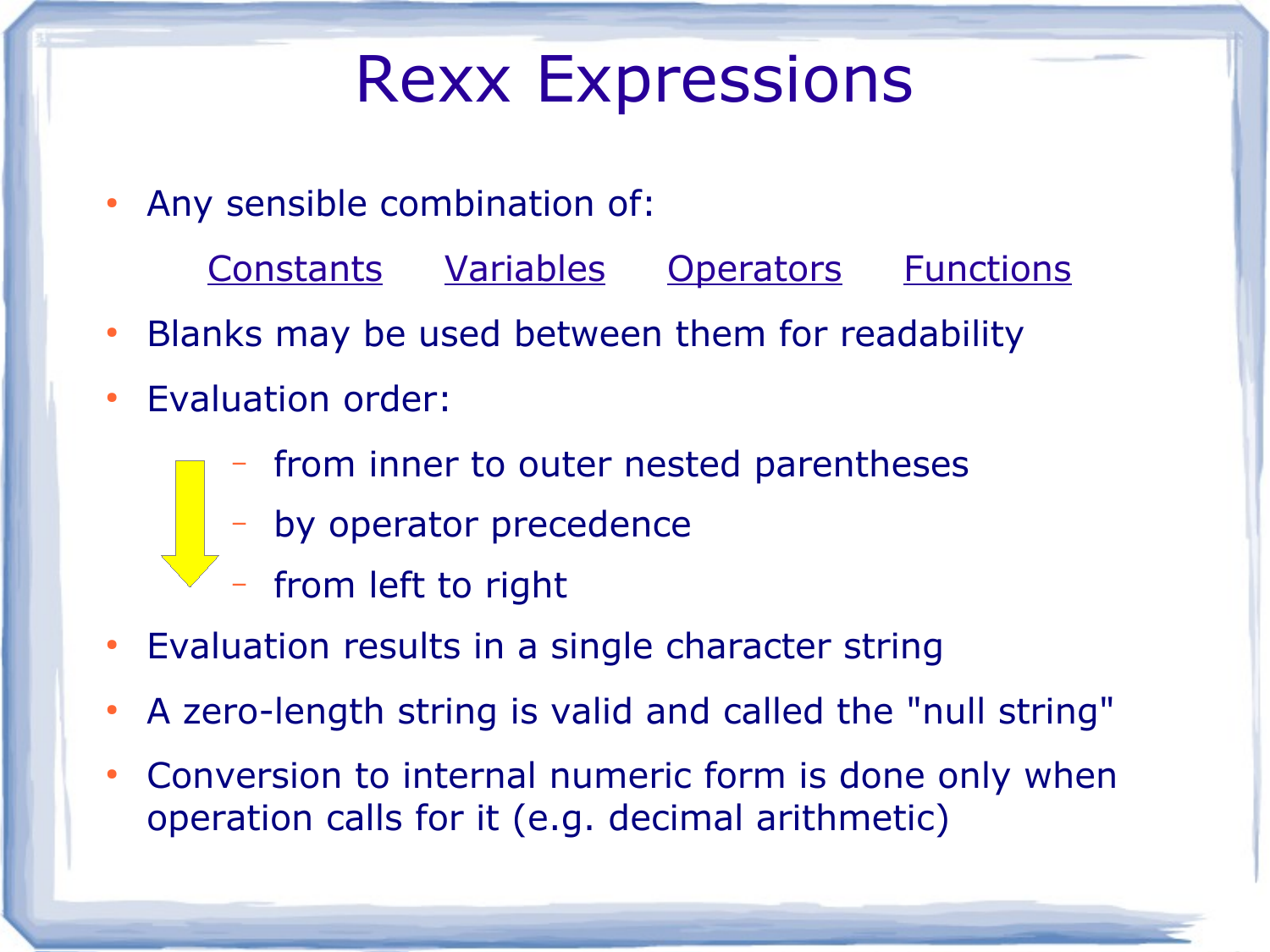# Rexx Expressions

- Any sensible combination of:

  Constants    Variables    Operators    Functions

- Blanks may be used between them for readability
- Evaluation order:
  - from inner to outer nested parentheses
  - by operator precedence
  - from left to right
- Evaluation results in a single character string
- A zero-length string is valid and called the "null string"
- Conversion to internal numeric form is done only when operation calls for it (e.g. decimal arithmetic)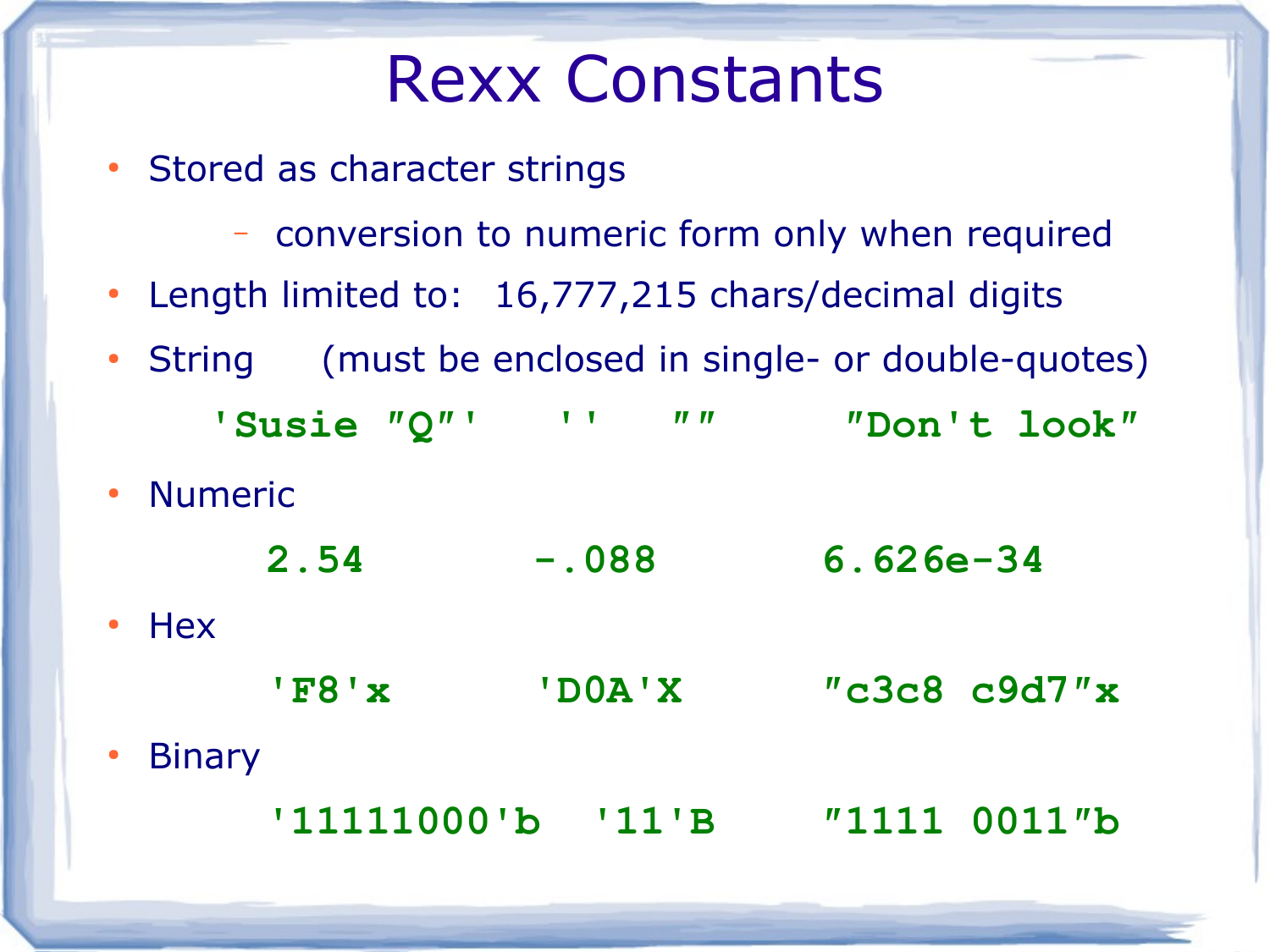# Rexx Constants

- Stored as character strings
  - conversion to numeric form only when required
- Length limited to: 16,777,215 chars/decimal digits
- String (must be enclosed in single- or double-quotes)

```
'Susie "Q"'   ''   ""     "Don't look"
```

- Numeric

```
2.54        -.088        6.626e-34
```

- Hex

```
'F8'x       'D0A'X       "c3c8 c9d7"x
```

- Binary

```
'11111000'b  '11'B     "1111 0011"b
```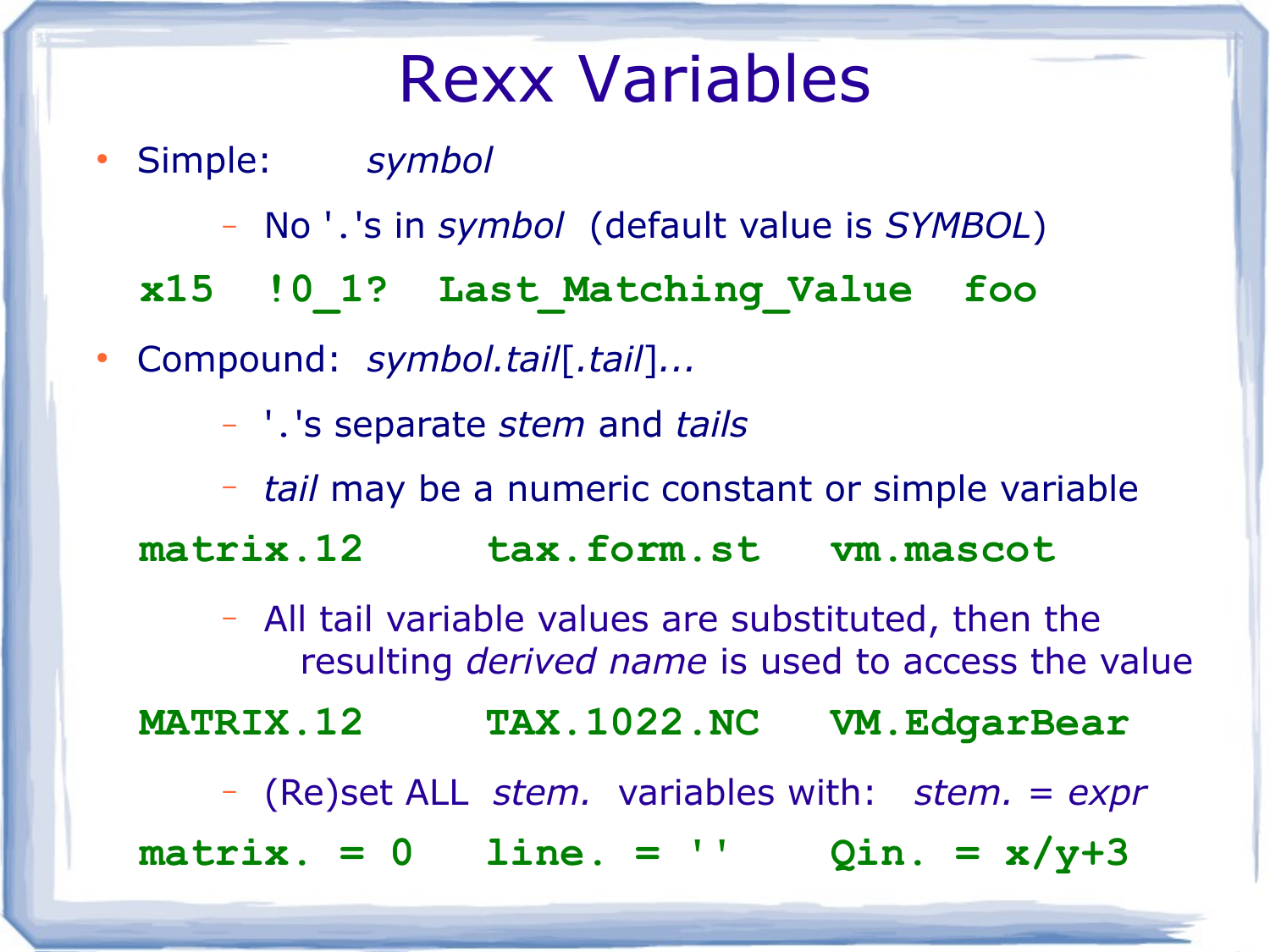# Rexx Variables

- Simple: *symbol*
  - No '.'s in *symbol* (default value is *SYMBOL*)

```
x15   !0_1?   Last_Matching_Value   foo
```

- Compound: *symbol.tail*[*.tail*]...
  - '.'s separate *stem* and *tails*
  - *tail* may be a numeric constant or simple variable

```
matrix.12      tax.form.st    vm.mascot
```

  - All tail variable values are substituted, then the resulting *derived name* is used to access the value

```
MATRIX.12      TAX.1022.NC    VM.EdgarBear
```

  - (Re)set ALL *stem.* variables with: *stem. = expr*

```
matrix. = 0    line. = ''     Qin. = x/y+3
```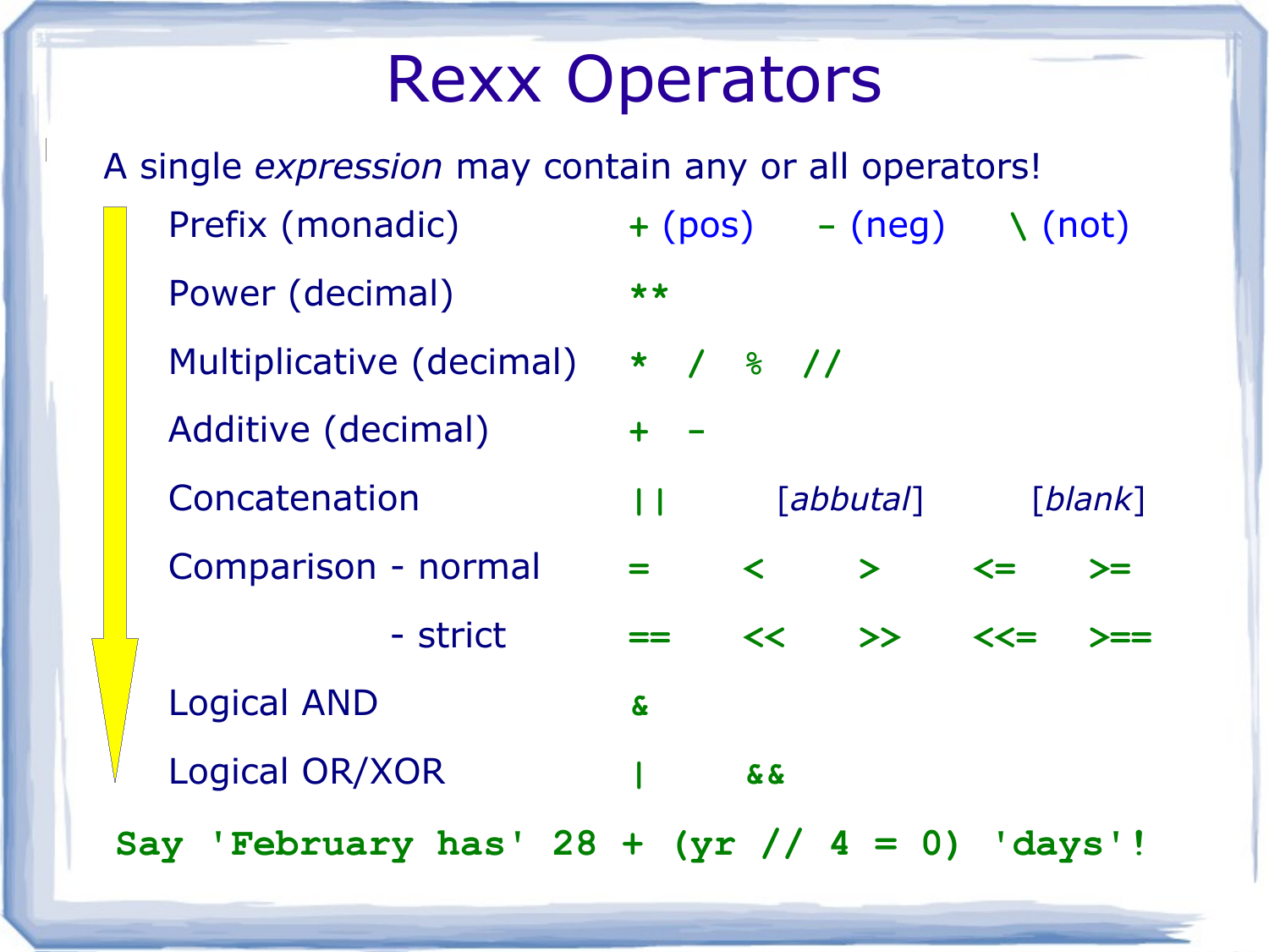# Rexx Operators

A single *expression* may contain any or all operators!

| | |
|---|---|
| Prefix (monadic) | + (pos)   - (neg)   \ (not) |
| Power (decimal) | `**` |
| Multiplicative (decimal) | `*  /  %  //` |
| Additive (decimal) | `+  -` |
| Concatenation | `\|\|`   [*abbutal*]   [*blank*] |
| Comparison - normal | `=   <   >   <=   >=` |
| - strict | `==   <<   >>   <<=   >==` |
| Logical AND | `&` |
| Logical OR/XOR | `\|   &&` |

```
Say 'February has' 28 + (yr // 4 = 0) 'days'!
```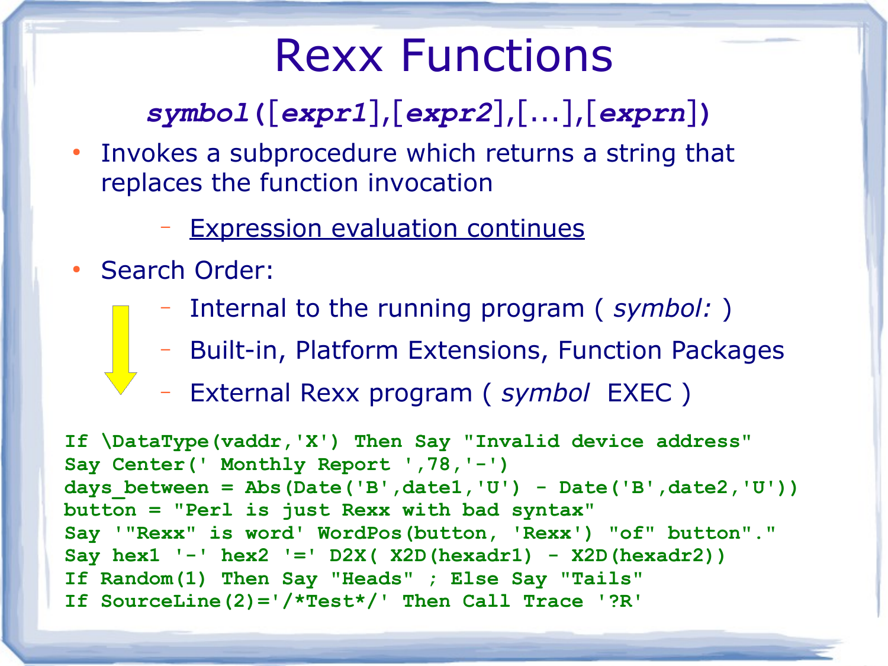# Rexx Functions

***symbol*([*expr1*],[*expr2*],[...],[*exprn*])**

- Invokes a subprocedure which returns a string that replaces the function invocation
  - Expression evaluation continues
- Search Order:
  - Internal to the running program ( *symbol:* )
  - Built-in, Platform Extensions, Function Packages
  - External Rexx program ( *symbol* EXEC )

```
If \DataType(vaddr,'X') Then Say "Invalid device address"
Say Center(' Monthly Report ',78,'-')
days_between = Abs(Date('B',date1,'U') - Date('B',date2,'U'))
button = "Perl is just Rexx with bad syntax"
Say '"Rexx" is word' WordPos(button, 'Rexx') "of" button"."
Say hex1 '-' hex2 '=' D2X( X2D(hexadr1) - X2D(hexadr2))
If Random(1) Then Say "Heads" ; Else Say "Tails"
If SourceLine(2)='/*Test*/' Then Call Trace '?R'
```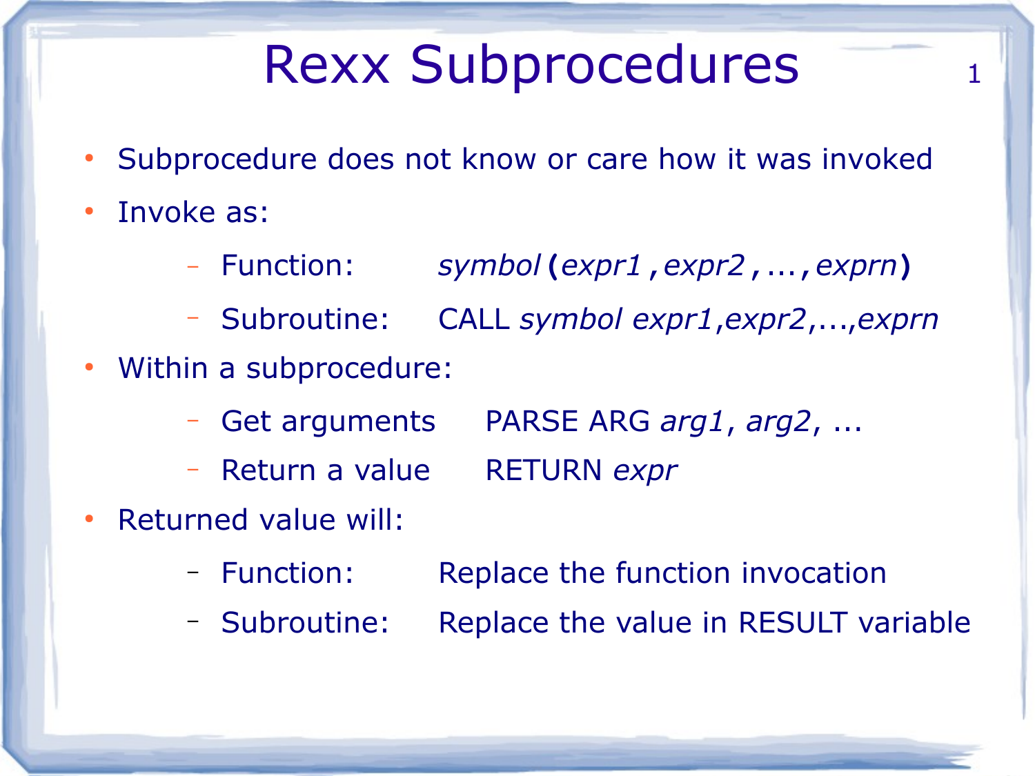# Rexx Subprocedures

- Subprocedure does not know or care how it was invoked
- Invoke as:
  - Function: *symbol*(*expr1*,*expr2*,...,*exprn*)
  - Subroutine: CALL *symbol* *expr1*,*expr2*,...,*exprn*
- Within a subprocedure:
  - Get arguments PARSE ARG *arg1*, *arg2*, ...
  - Return a value RETURN *expr*
- Returned value will:
  - Function: Replace the function invocation
  - Subroutine: Replace the value in RESULT variable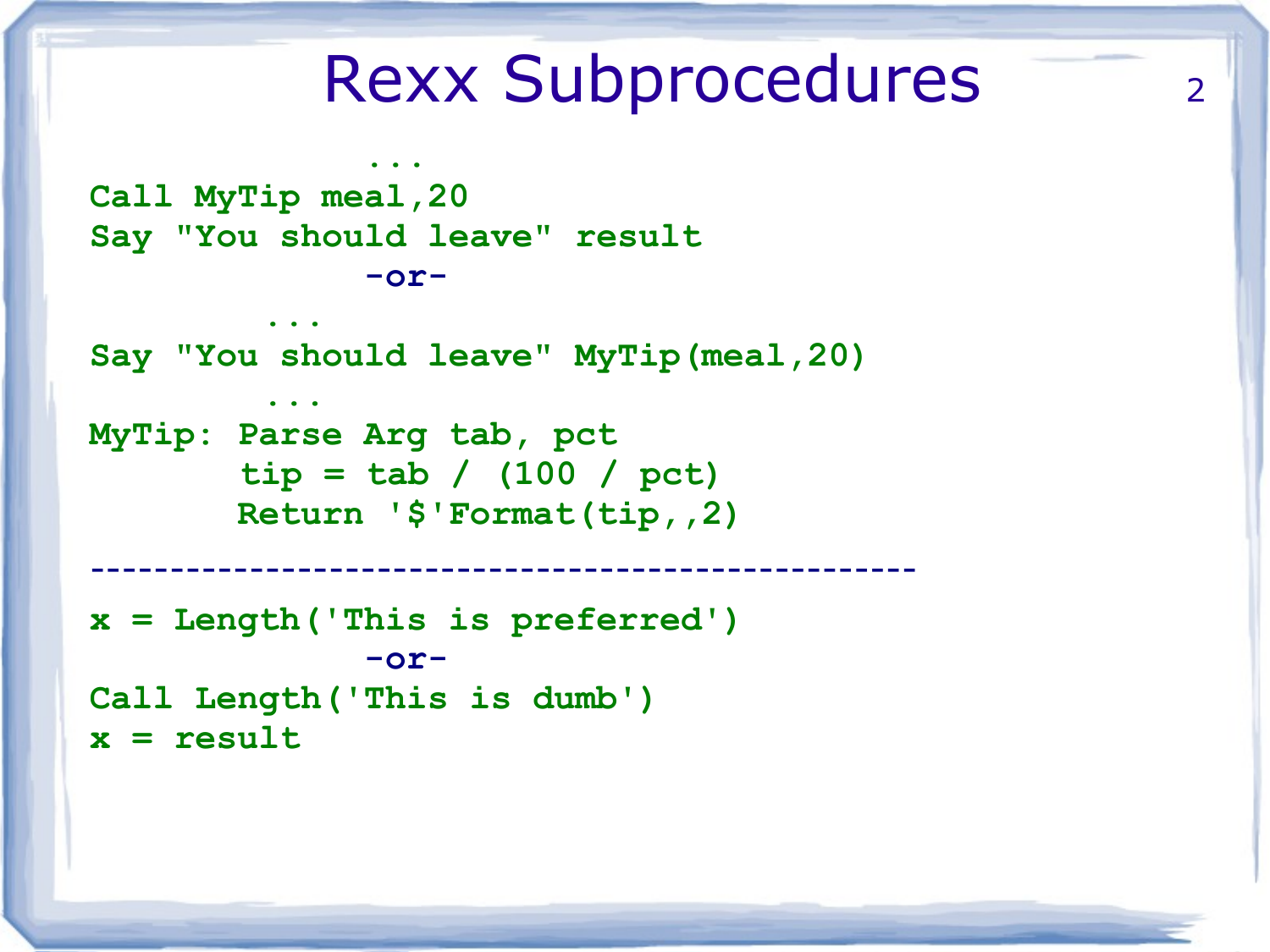# Rexx Subprocedures

```
            ...
Call MyTip meal,20
Say "You should leave" result
             -or-
        ...
Say "You should leave" MyTip(meal,20)
        ...
MyTip: Parse Arg tab, pct
       tip = tab / (100 / pct)
       Return '$'Format(tip,,2)
----------------------------------------
x = Length('This is preferred')
             -or-
Call Length('This is dumb')
x = result
```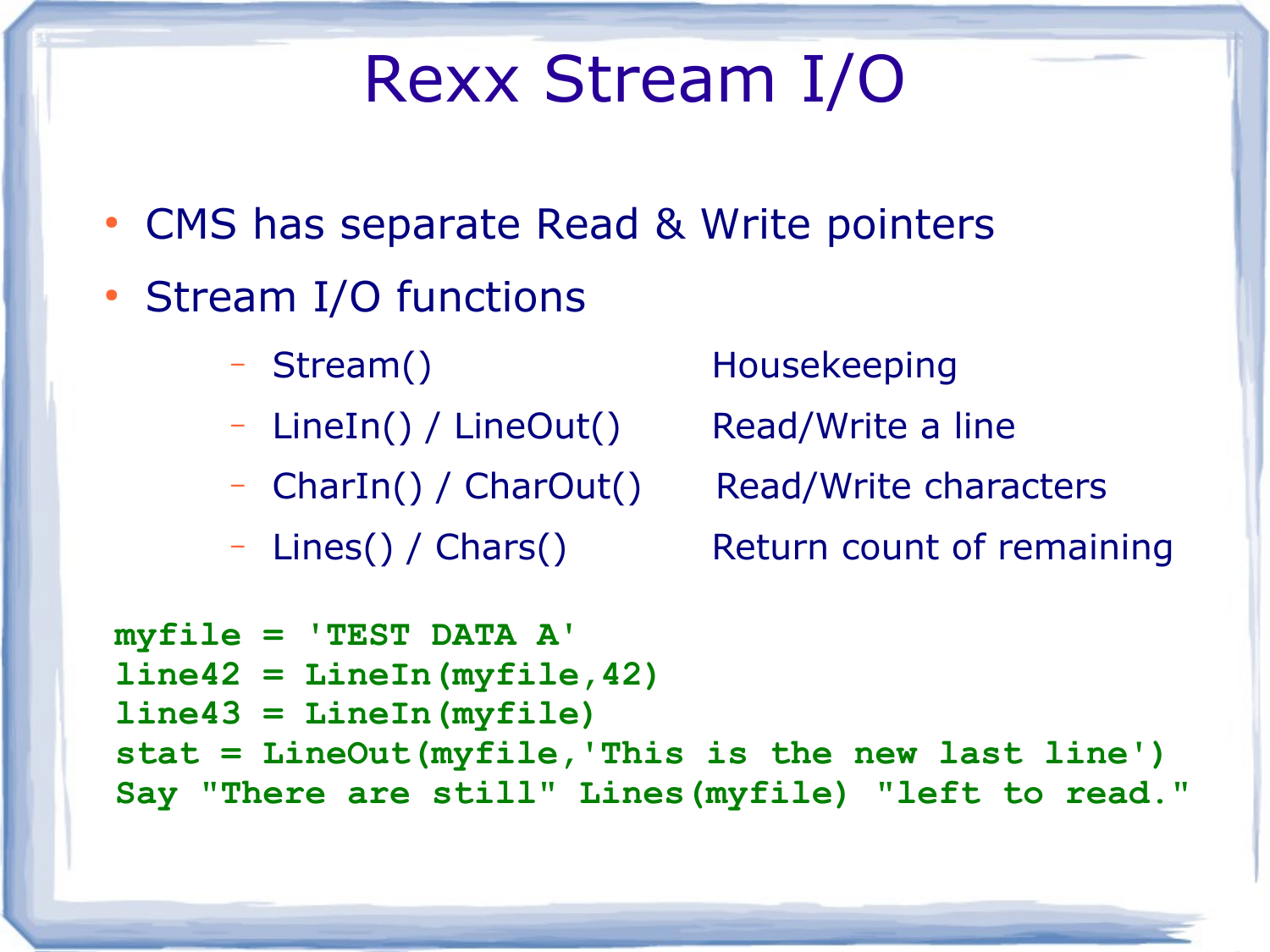# Rexx Stream I/O

- CMS has separate Read & Write pointers
- Stream I/O functions
  - Stream() — Housekeeping
  - LineIn() / LineOut() — Read/Write a line
  - CharIn() / CharOut() — Read/Write characters
  - Lines() / Chars() — Return count of remaining

```
myfile = 'TEST DATA A'
line42 = LineIn(myfile,42)
line43 = LineIn(myfile)
stat = LineOut(myfile,'This is the new last line')
Say "There are still" Lines(myfile) "left to read."
```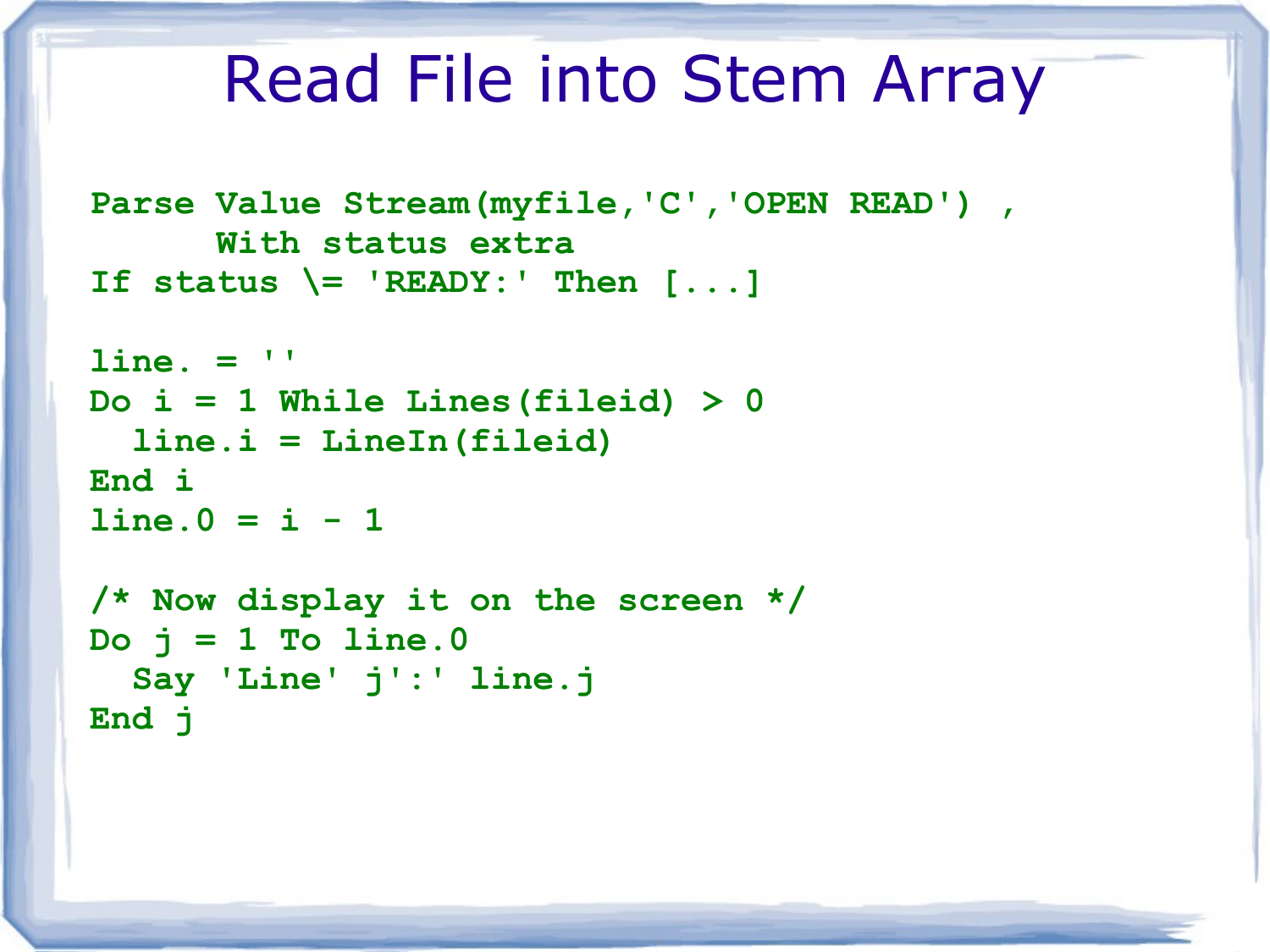# Read File into Stem Array

```
Parse Value Stream(myfile,'C','OPEN READ') ,
      With status extra
If status \= 'READY:' Then [...]

line. = ''
Do i = 1 While Lines(fileid) > 0
  line.i = LineIn(fileid)
End i
line.0 = i - 1

/* Now display it on the screen */
Do j = 1 To line.0
  Say 'Line' j':' line.j
End j
```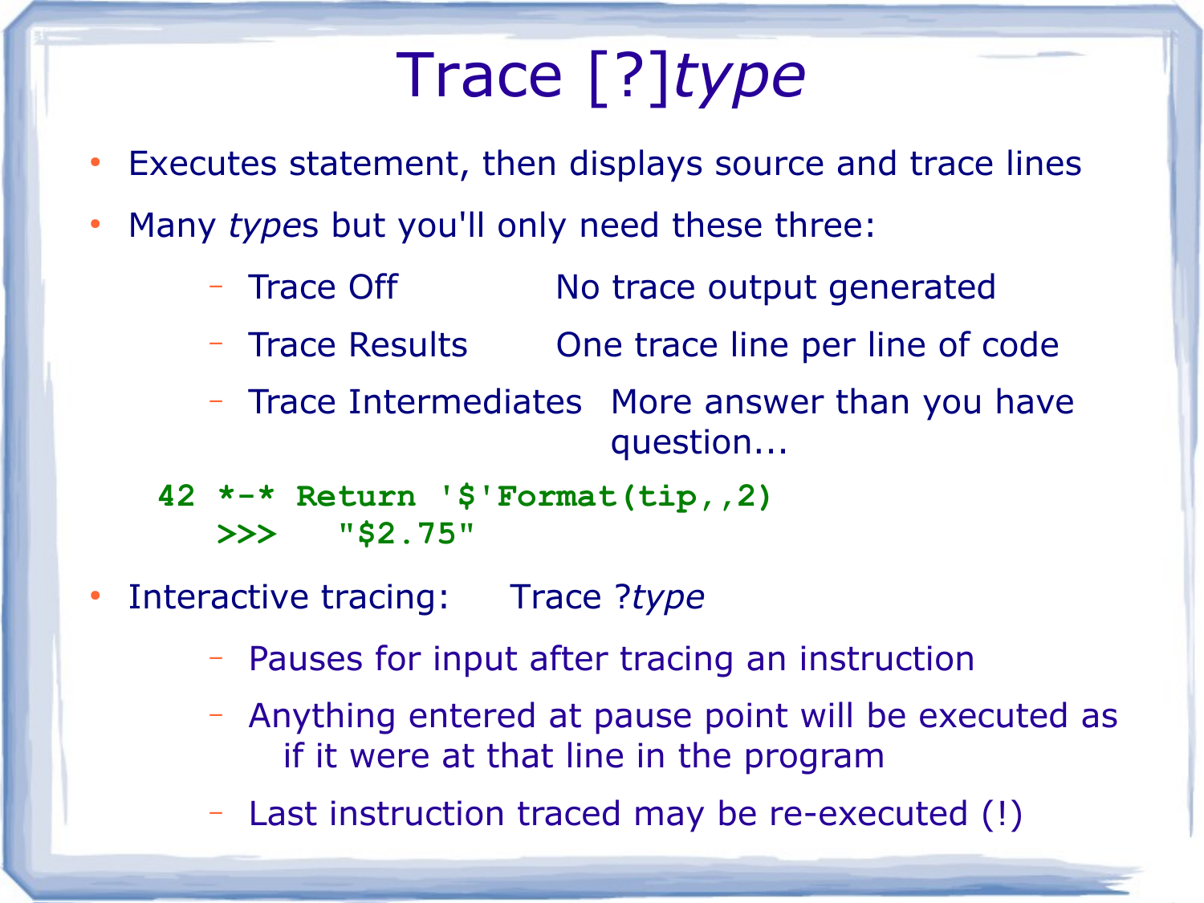# Trace [?]*type*

- Executes statement, then displays source and trace lines
- Many *types* but you'll only need these three:
  - Trace Off — No trace output generated
  - Trace Results — One trace line per line of code
  - Trace Intermediates — More answer than you have question...

```
42 *-* Return '$'Format(tip,,2)
   >>>   "$2.75"
```

- Interactive tracing: Trace ?*type*
  - Pauses for input after tracing an instruction
  - Anything entered at pause point will be executed as if it were at that line in the program
  - Last instruction traced may be re-executed (!)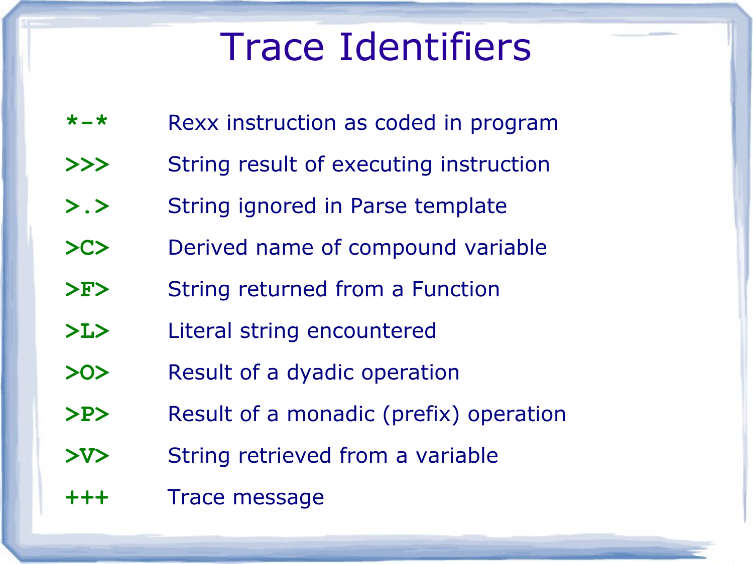# Trace Identifiers

| | |
|---|---|
| **\*-\*** | Rexx instruction as coded in program |
| **>>>** | String result of executing instruction |
| **>.>** | String ignored in Parse template |
| **>C>** | Derived name of compound variable |
| **>F>** | String returned from a Function |
| **>L>** | Literal string encountered |
| **>O>** | Result of a dyadic operation |
| **>P>** | Result of a monadic (prefix) operation |
| **>V>** | String retrieved from a variable |
| **+++** | Trace message |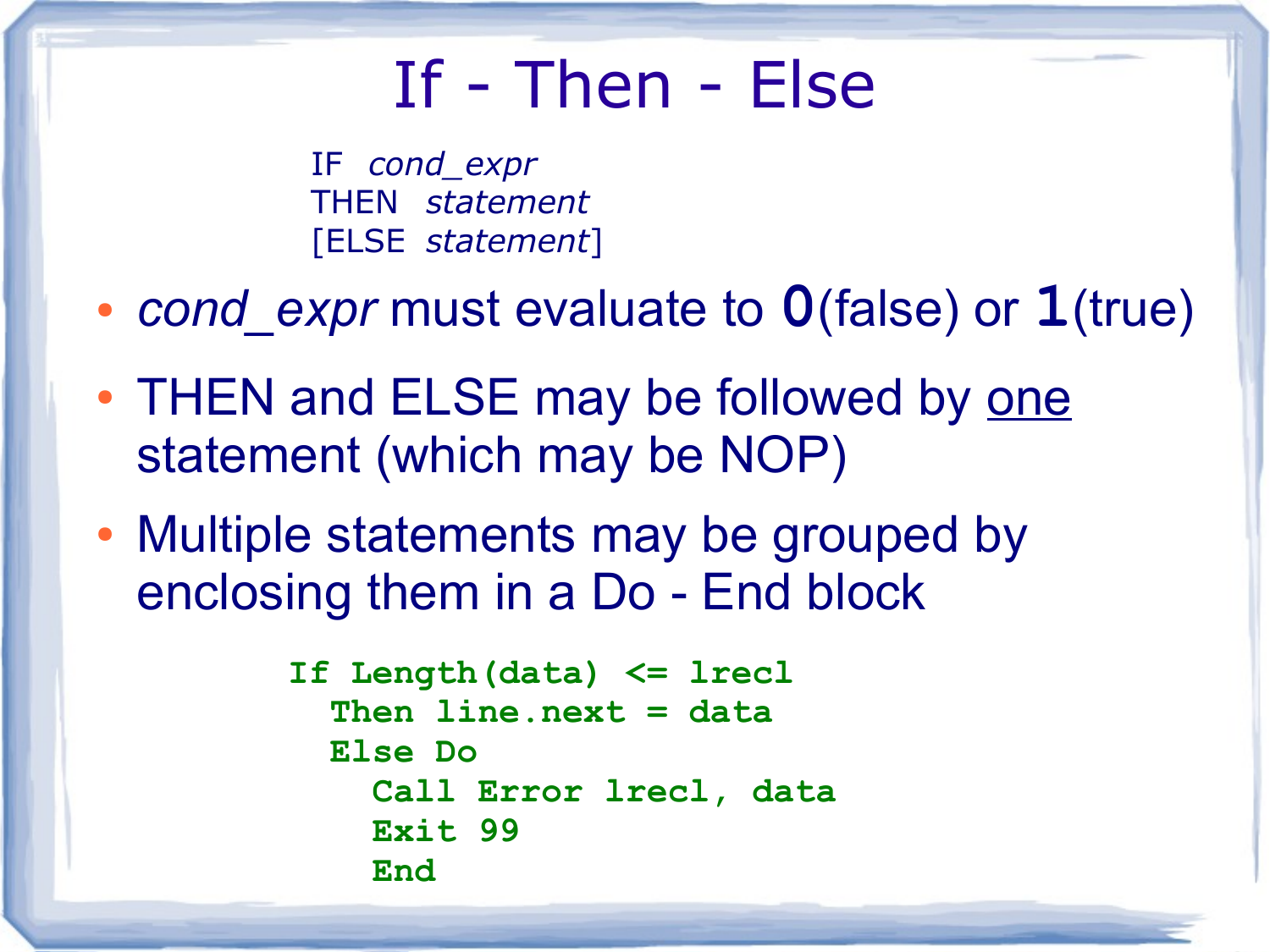# If - Then - Else

IF *cond_expr*
THEN *statement*
[ELSE *statement*]

- *cond_expr* must evaluate to **0**(false) or **1**(true)
- THEN and ELSE may be followed by <u>one</u> statement (which may be NOP)
- Multiple statements may be grouped by enclosing them in a Do - End block

```
If Length(data) <= lrecl
  Then line.next = data
  Else Do
    Call Error lrecl, data
    Exit 99
    End
```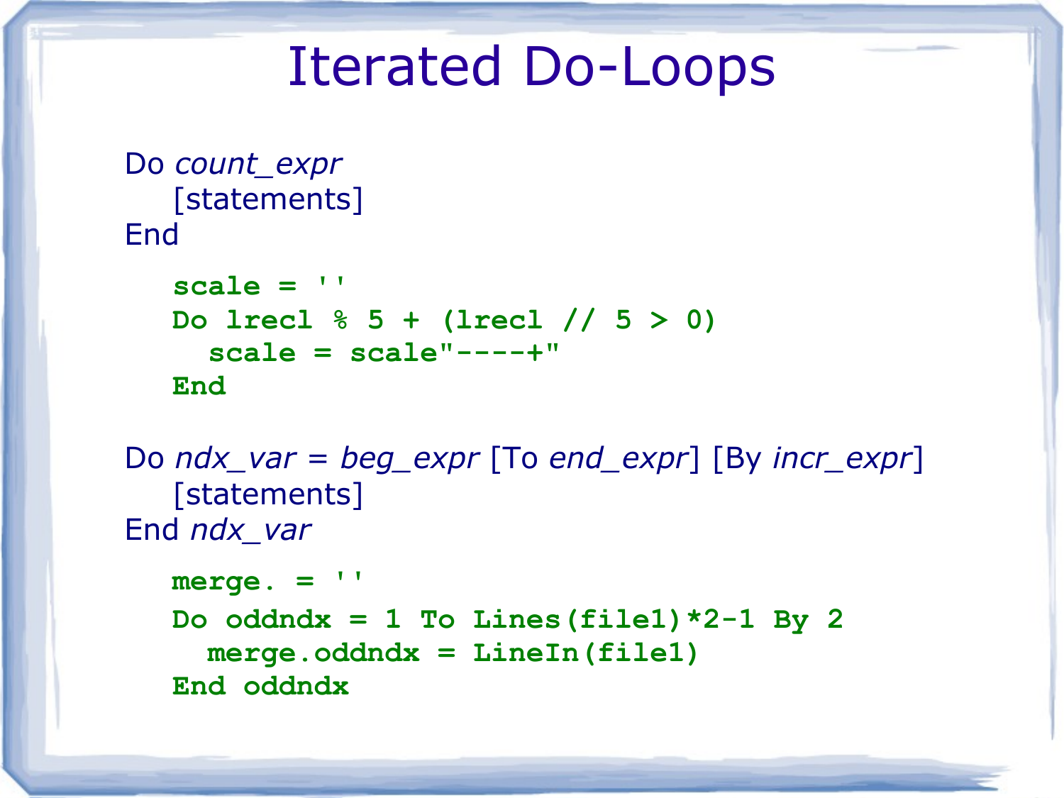# Iterated Do-Loops

Do *count_expr*
  [statements]
End

```
scale = ''
Do lrecl % 5 + (lrecl // 5 > 0)
  scale = scale"----+"
End
```

Do *ndx_var* = *beg_expr* [To *end_expr*] [By *incr_expr*]
  [statements]
End *ndx_var*

```
merge. = ''
Do oddndx = 1 To Lines(file1)*2-1 By 2
  merge.oddndx = LineIn(file1)
End oddndx
```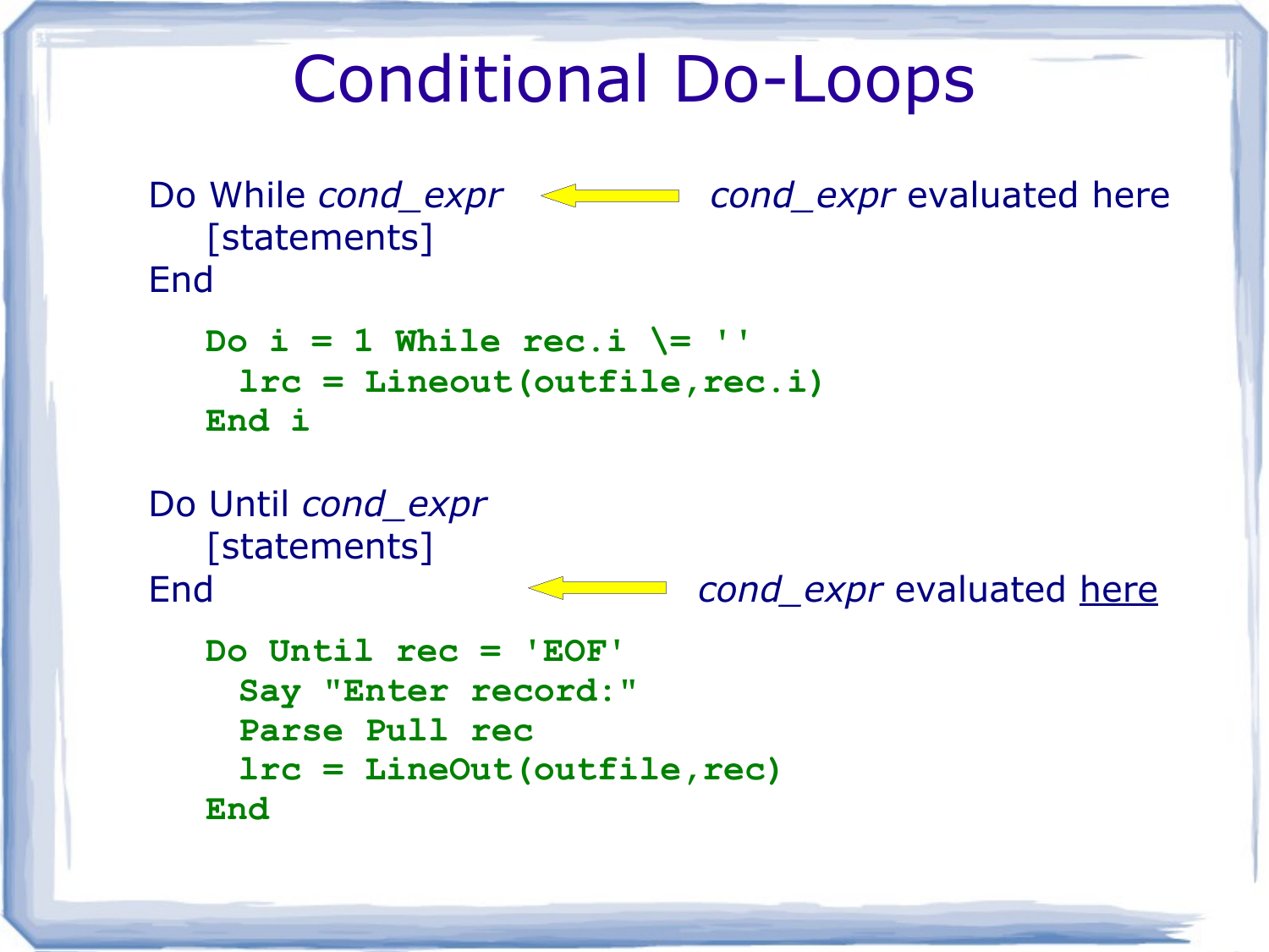# Conditional Do-Loops

```
Do While cond_expr        ← cond_expr evaluated here
    [statements]
End
```

```
Do i = 1 While rec.i \= ''
  lrc = Lineout(outfile,rec.i)
End i
```

```
Do Until cond_expr
    [statements]
End                       ← cond_expr evaluated here
```

```
Do Until rec = 'EOF'
  Say "Enter record:"
  Parse Pull rec
  lrc = LineOut(outfile,rec)
End
```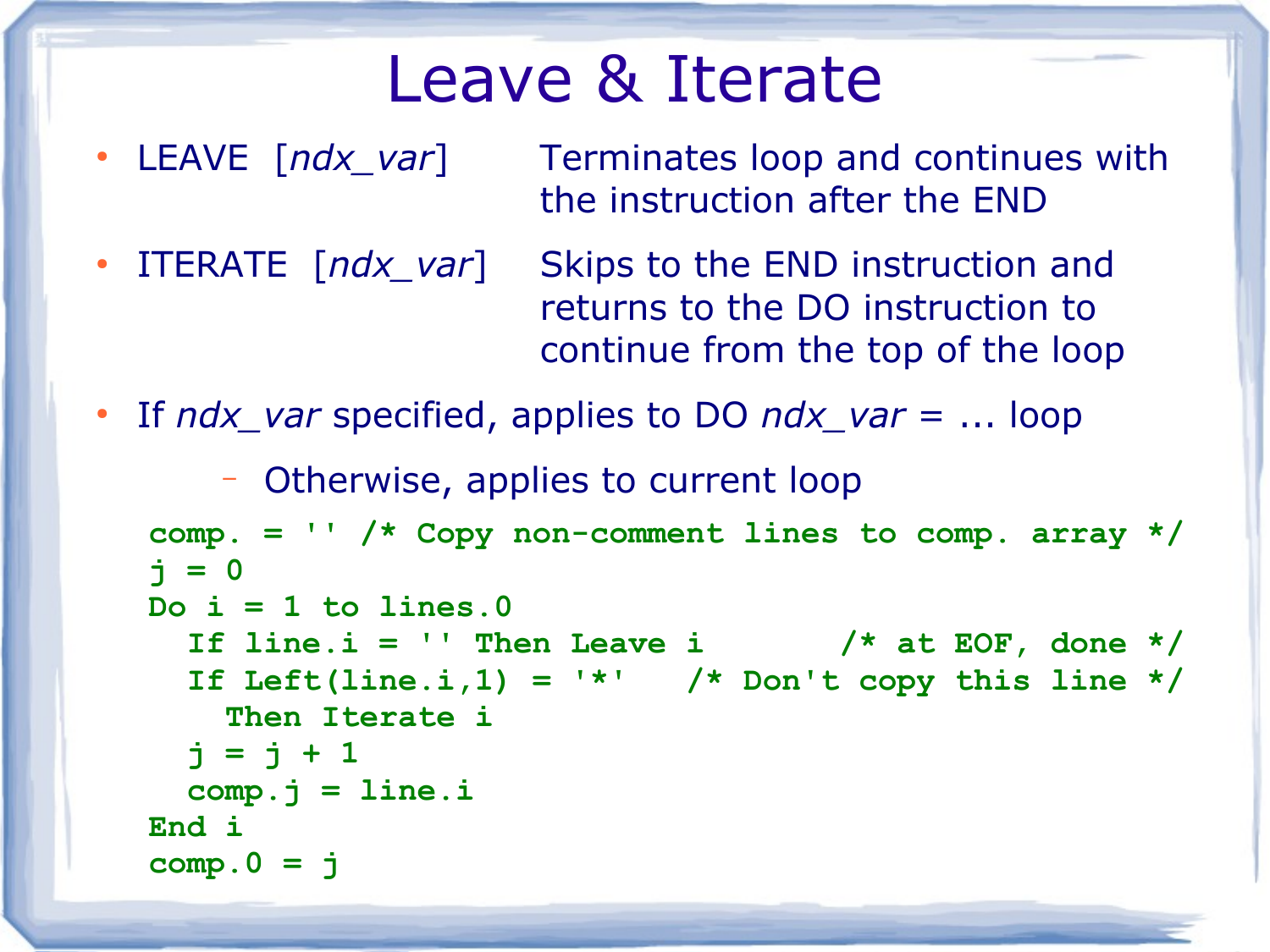# Leave & Iterate

- LEAVE [*ndx_var*] — Terminates loop and continues with the instruction after the END
- ITERATE [*ndx_var*] — Skips to the END instruction and returns to the DO instruction to continue from the top of the loop
- If *ndx_var* specified, applies to DO *ndx_var* = ... loop
  - Otherwise, applies to current loop

```
comp. = '' /* Copy non-comment lines to comp. array */
j = 0
Do i = 1 to lines.0
  If line.i = '' Then Leave i        /* at EOF, done */
  If Left(line.i,1) = '*'   /* Don't copy this line */
    Then Iterate i
  j = j + 1
  comp.j = line.i
End i
comp.0 = j
```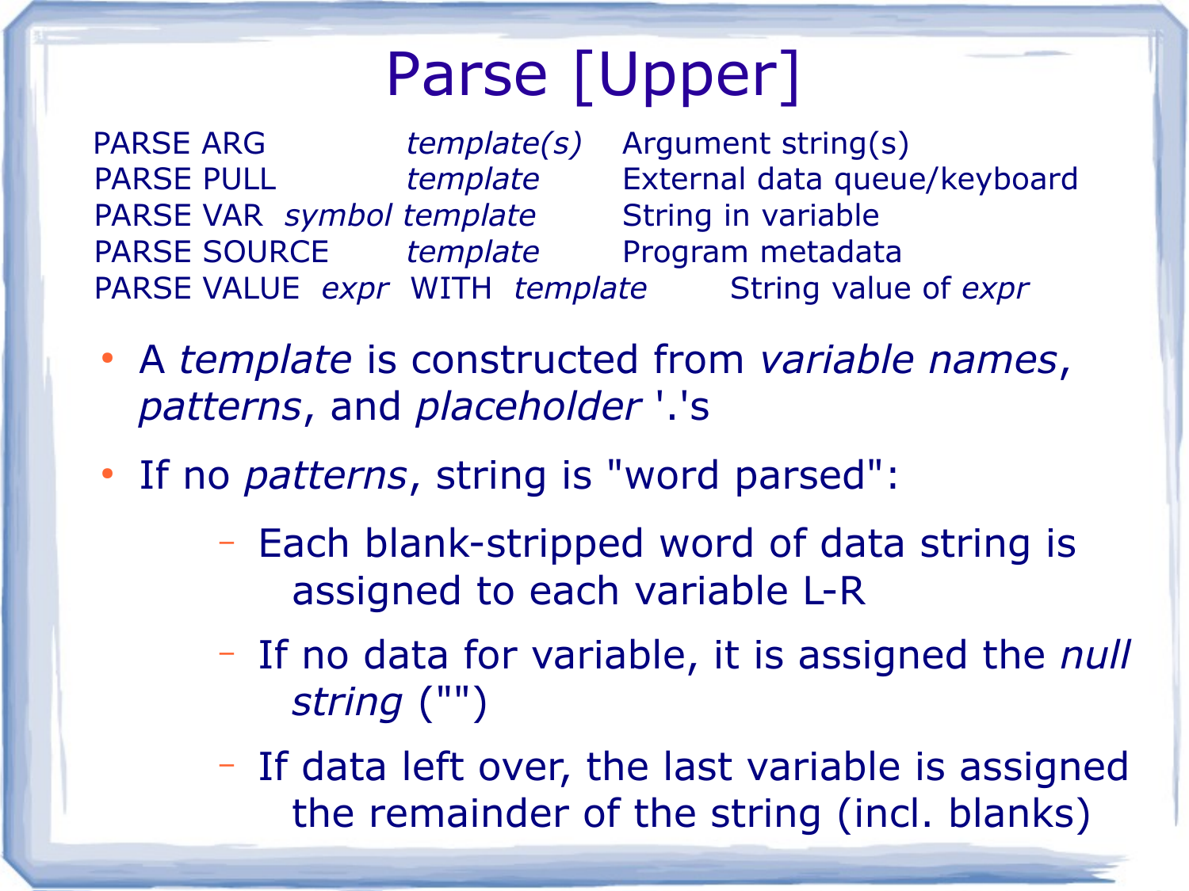# Parse [Upper]

| | | |
|---|---|---|
| PARSE ARG | *template(s)* | Argument string(s) |
| PARSE PULL | *template* | External data queue/keyboard |
| PARSE VAR *symbol* | *template* | String in variable |
| PARSE SOURCE | *template* | Program metadata |
| PARSE VALUE *expr* WITH | *template* | String value of *expr* |

- A *template* is constructed from *variable names*, *patterns*, and *placeholder* '.'s
- If no *patterns*, string is "word parsed":
  - Each blank-stripped word of data string is assigned to each variable L-R
  - If no data for variable, it is assigned the *null string* ("")
  - If data left over, the last variable is assigned the remainder of the string (incl. blanks)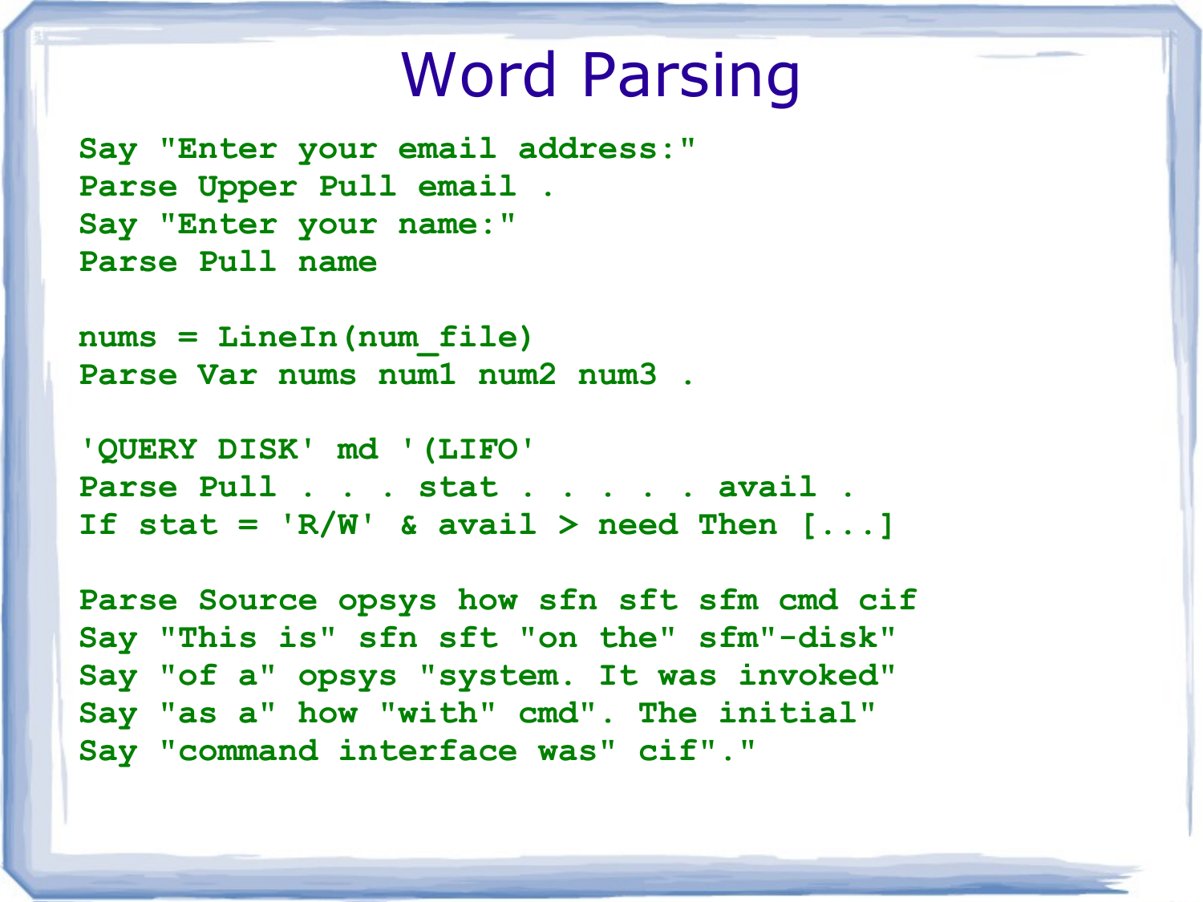# Word Parsing

```
Say "Enter your email address:"
Parse Upper Pull email .
Say "Enter your name:"
Parse Pull name

nums = LineIn(num_file)
Parse Var nums num1 num2 num3 .

'QUERY DISK' md '(LIFO'
Parse Pull . . . stat . . . . . avail .
If stat = 'R/W' & avail > need Then [...]

Parse Source opsys how sfn sft sfm cmd cif
Say "This is" sfn sft "on the" sfm"-disk"
Say "of a" opsys "system. It was invoked"
Say "as a" how "with" cmd". The initial"
Say "command interface was" cif"."
```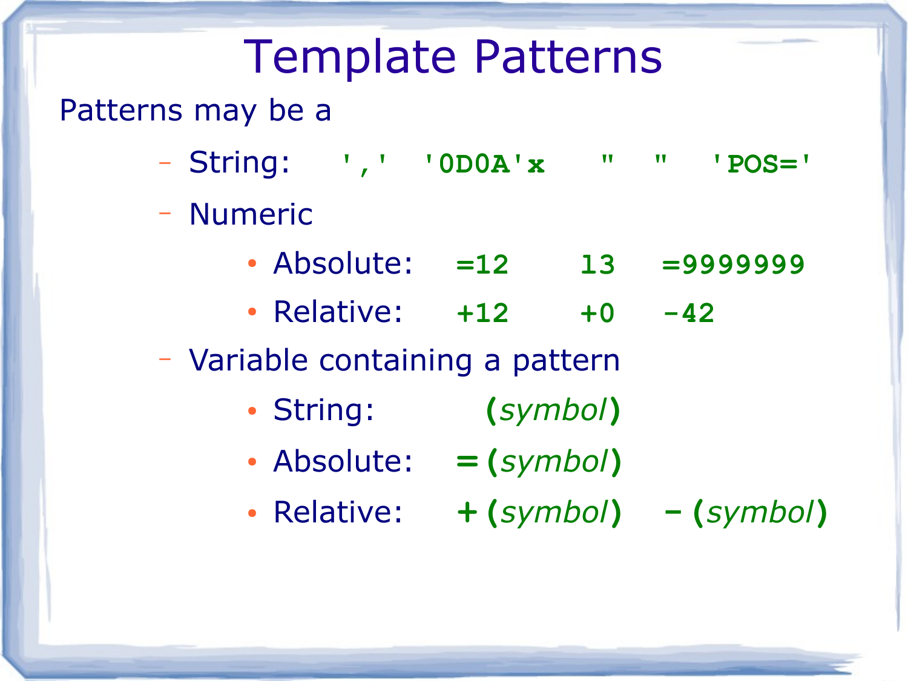# Template Patterns

Patterns may be a

- String: `','` `'0D0A'x` `" "` `'POS='`
- Numeric
  - Absolute: `=12` `13` `=9999999`
  - Relative: `+12` `+0` `-42`
- Variable containing a pattern
  - String: **(***symbol***)**
  - Absolute: **=(***symbol***)**
  - Relative: **+(***symbol***)** **-(***symbol***)**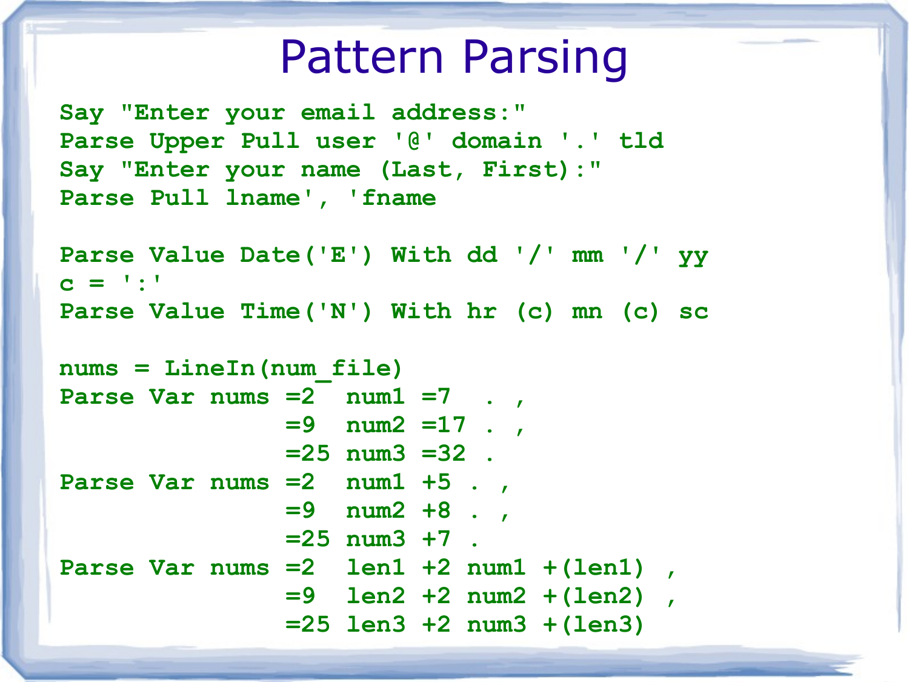# Pattern Parsing

```
Say "Enter your email address:"
Parse Upper Pull user '@' domain '.' tld
Say "Enter your name (Last, First):"
Parse Pull lname', 'fname

Parse Value Date('E') With dd '/' mm '/' yy
c = ':'
Parse Value Time('N') With hr (c) mn (c) sc

nums = LineIn(num_file)
Parse Var nums =2  num1 =7  . ,
               =9  num2 =17 . ,
               =25 num3 =32 .
Parse Var nums =2  num1 +5 . ,
               =9  num2 +8 . ,
               =25 num3 +7 .
Parse Var nums =2  len1 +2 num1 +(len1) ,
               =9  len2 +2 num2 +(len2) ,
               =25 len3 +2 num3 +(len3)
```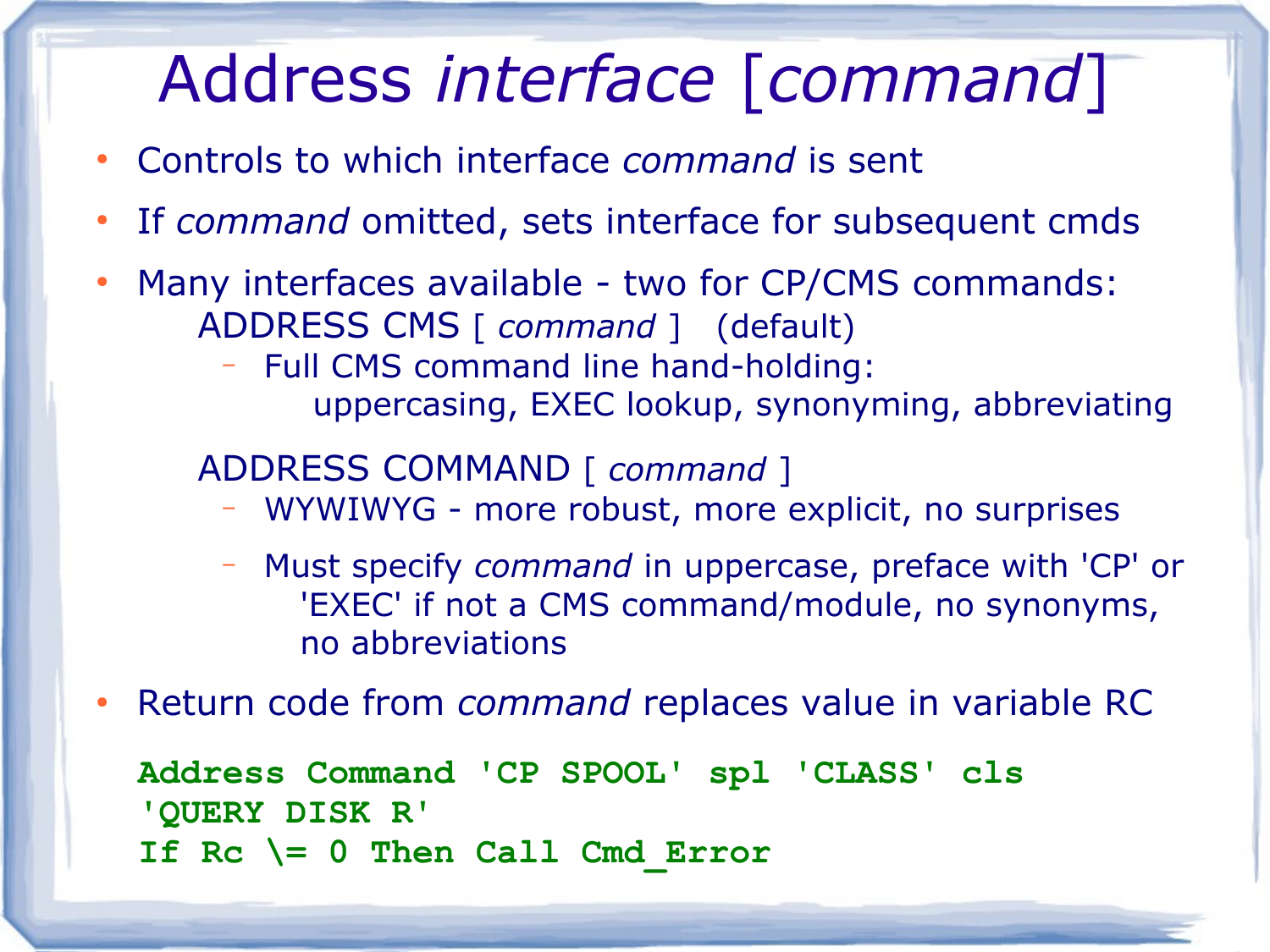# Address *interface* [*command*]

- Controls to which interface *command* is sent
- If *command* omitted, sets interface for subsequent cmds
- Many interfaces available - two for CP/CMS commands:

  ADDRESS CMS [ *command* ]  (default)
  - Full CMS command line hand-holding: uppercasing, EXEC lookup, synonyming, abbreviating

  ADDRESS COMMAND [ *command* ]
  - WYWIWYG - more robust, more explicit, no surprises
  - Must specify *command* in uppercase, preface with 'CP' or 'EXEC' if not a CMS command/module, no synonyms, no abbreviations
- Return code from *command* replaces value in variable RC

```
Address Command 'CP SPOOL' spl 'CLASS' cls
'QUERY DISK R'
If Rc \= 0 Then Call Cmd_Error
```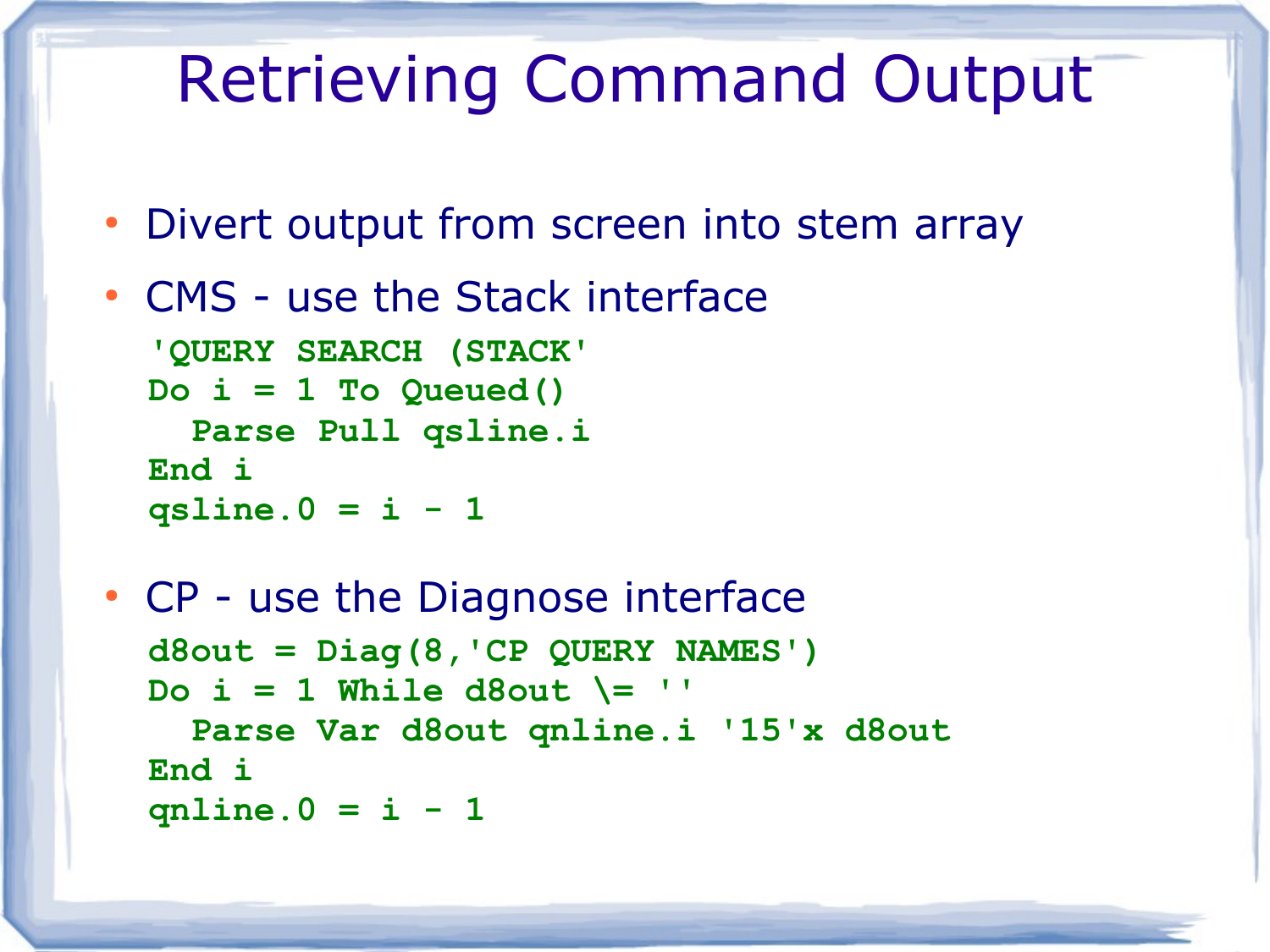# Retrieving Command Output

- Divert output from screen into stem array
- CMS - use the Stack interface

```
'QUERY SEARCH (STACK'
Do i = 1 To Queued()
  Parse Pull qsline.i
End i
qsline.0 = i - 1
```

- CP - use the Diagnose interface

```
d8out = Diag(8,'CP QUERY NAMES')
Do i = 1 While d8out \= ''
  Parse Var d8out qnline.i '15'x d8out
End i
qnline.0 = i - 1
```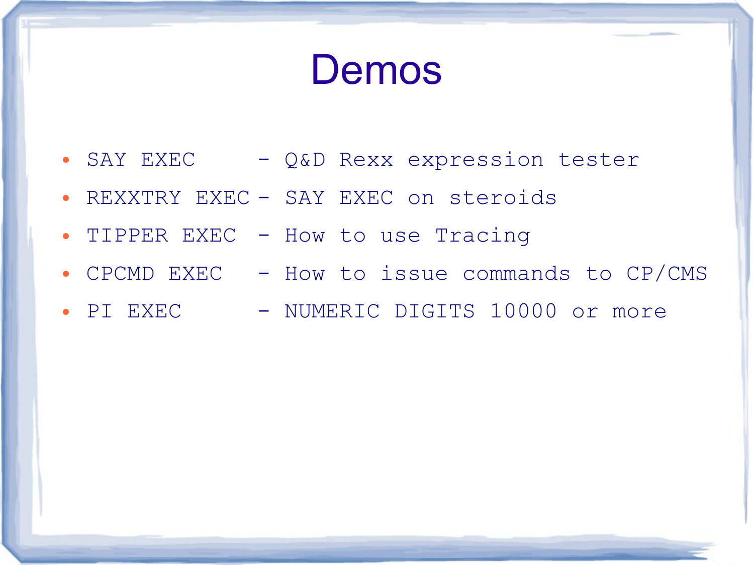# Demos

- SAY EXEC - Q&D Rexx expression tester
- REXXTRY EXEC - SAY EXEC on steroids
- TIPPER EXEC - How to use Tracing
- CPCMD EXEC - How to issue commands to CP/CMS
- PI EXEC - NUMERIC DIGITS 10000 or more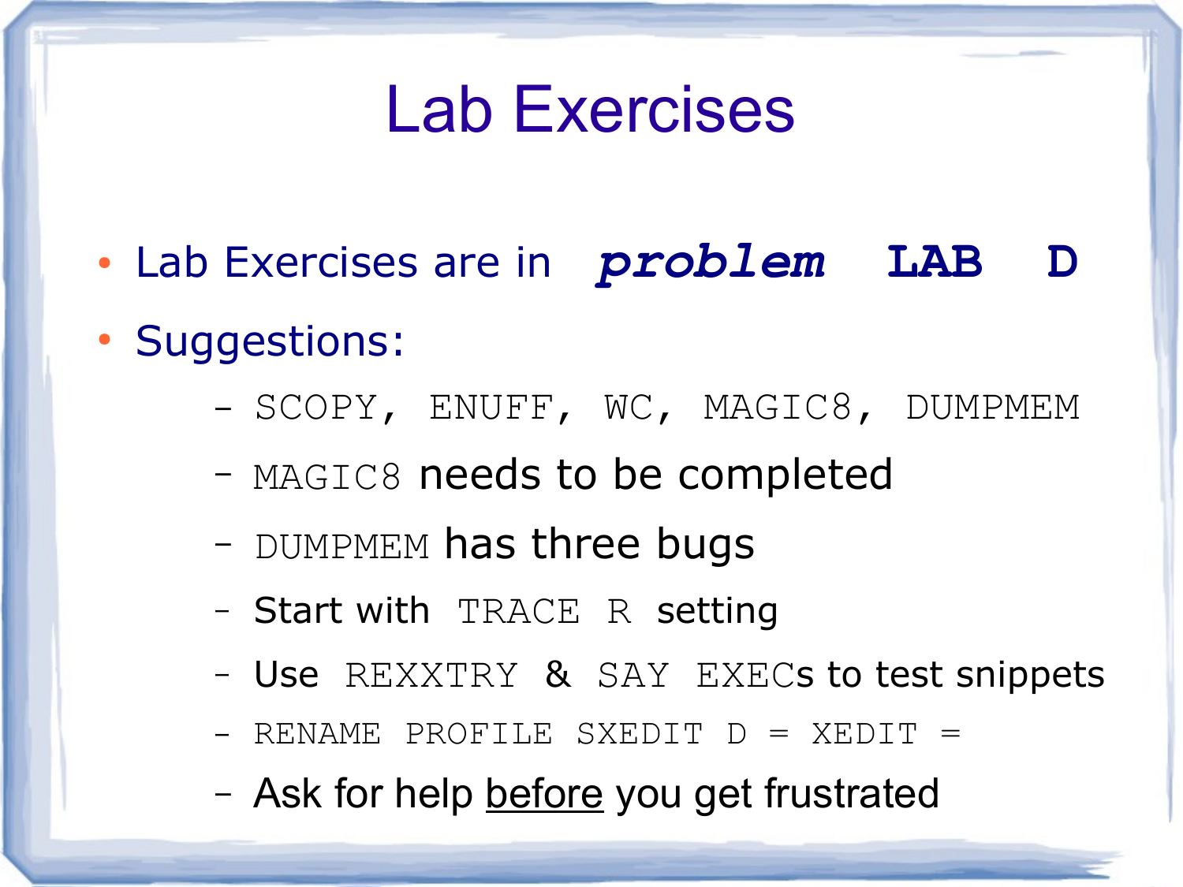# Lab Exercises

- Lab Exercises are in ***`problem`*** **`LAB`** **`D`**
- Suggestions:
  - `SCOPY, ENUFF, WC, MAGIC8, DUMPMEM`
  - `MAGIC8` needs to be completed
  - `DUMPMEM` has three bugs
  - Start with `TRACE R` setting
  - Use `REXXTRY` & `SAY EXEC`s to test snippets
  - `RENAME PROFILE SXEDIT D = XEDIT =`
  - Ask for help <u>before</u> you get frustrated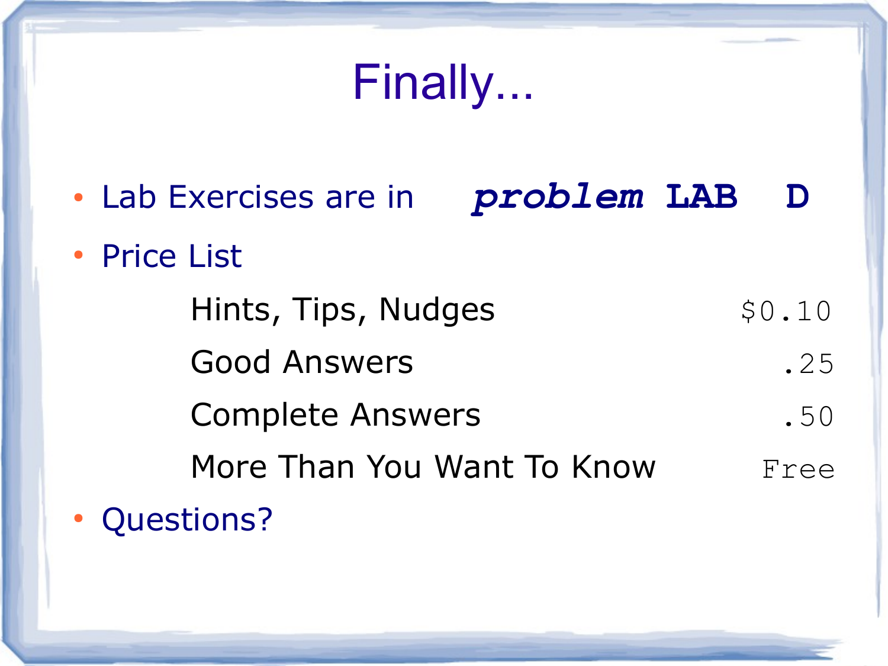# Finally...

- Lab Exercises are in ***`problem`*** **`LAB D`**
- Price List

| | |
|---|---|
| Hints, Tips, Nudges | $0.10 |
| Good Answers | .25 |
| Complete Answers | .50 |
| More Than You Want To Know | Free |

- Questions?